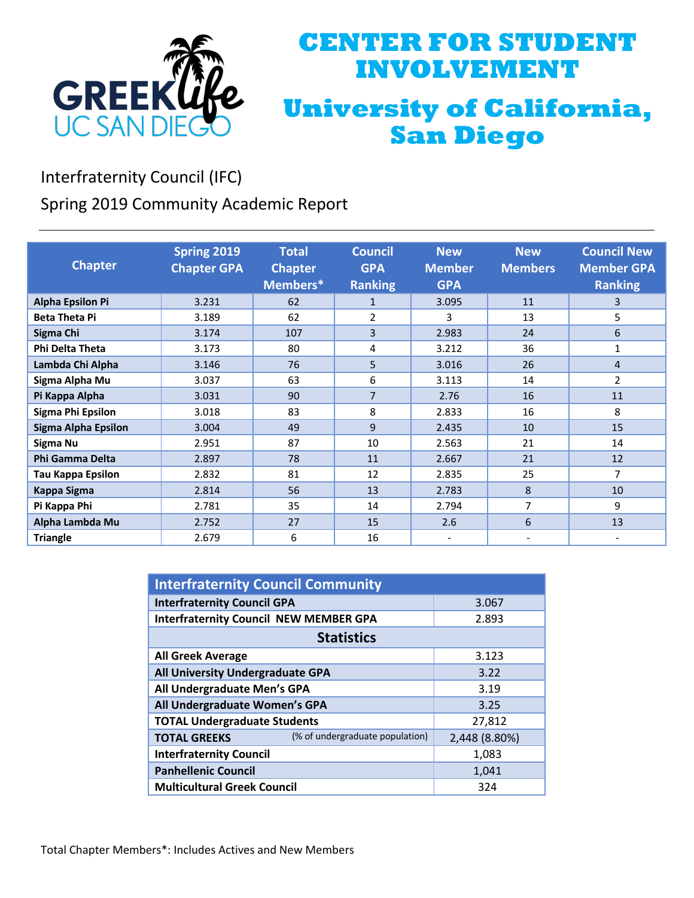# CENTER FOR STUDENT INVOLVEMENT

# University of California, San Diego

GREEK life UC SAN DIEGO

## Interfraternity Council (IFC)

## Spring 2019 Community Academic Report

| Chapter | Spring 2019 Chapter GPA | Total Chapter Members* | Council GPA Ranking | New Member GPA | New Members | Council New Member GPA Ranking |
|---|---|---|---|---|---|---|
| Alpha Epsilon Pi | 3.231 | 62 | 1 | 3.095 | 11 | 3 |
| Beta Theta Pi | 3.189 | 62 | 2 | 3 | 13 | 5 |
| Sigma Chi | 3.174 | 107 | 3 | 2.983 | 24 | 6 |
| Phi Delta Theta | 3.173 | 80 | 4 | 3.212 | 36 | 1 |
| Lambda Chi Alpha | 3.146 | 76 | 5 | 3.016 | 26 | 4 |
| Sigma Alpha Mu | 3.037 | 63 | 6 | 3.113 | 14 | 2 |
| Pi Kappa Alpha | 3.031 | 90 | 7 | 2.76 | 16 | 11 |
| Sigma Phi Epsilon | 3.018 | 83 | 8 | 2.833 | 16 | 8 |
| Sigma Alpha Epsilon | 3.004 | 49 | 9 | 2.435 | 10 | 15 |
| Sigma Nu | 2.951 | 87 | 10 | 2.563 | 21 | 14 |
| Phi Gamma Delta | 2.897 | 78 | 11 | 2.667 | 21 | 12 |
| Tau Kappa Epsilon | 2.832 | 81 | 12 | 2.835 | 25 | 7 |
| Kappa Sigma | 2.814 | 56 | 13 | 2.783 | 8 | 10 |
| Pi Kappa Phi | 2.781 | 35 | 14 | 2.794 | 7 | 9 |
| Alpha Lambda Mu | 2.752 | 27 | 15 | 2.6 | 6 | 13 |
| Triangle | 2.679 | 6 | 16 | - | - | - |

| Interfraternity Council Community | |
|---|---|
| Interfraternity Council GPA | 3.067 |
| Interfraternity Council NEW MEMBER GPA | 2.893 |
| **Statistics** | |
| All Greek Average | 3.123 |
| All University Undergraduate GPA | 3.22 |
| All Undergraduate Men's GPA | 3.19 |
| All Undergraduate Women's GPA | 3.25 |
| TOTAL Undergraduate Students | 27,812 |
| TOTAL GREEKS (% of undergraduate population) | 2,448 (8.80%) |
| Interfraternity Council | 1,083 |
| Panhellenic Council | 1,041 |
| Multicultural Greek Council | 324 |

Total Chapter Members*: Includes Actives and New Members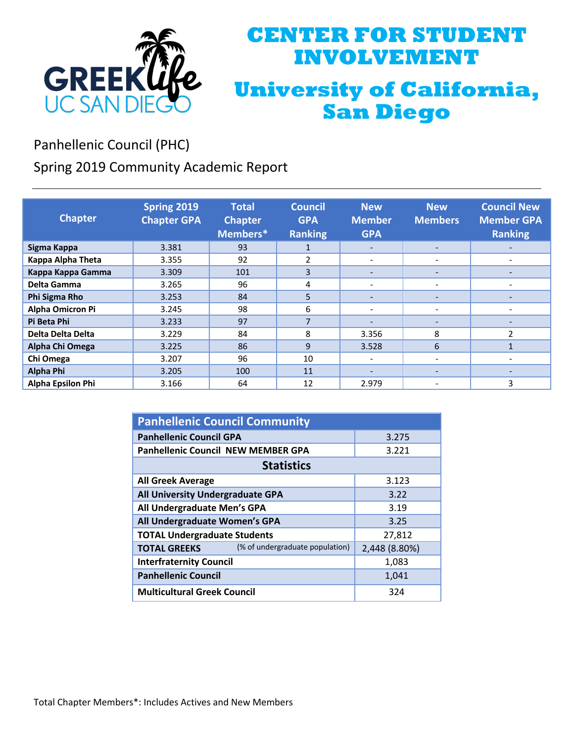# CENTER FOR STUDENT INVOLVEMENT

# University of California, San Diego

GREEK life UC SAN DIEGO

Panhellenic Council (PHC)

Spring 2019 Community Academic Report

| Chapter | Spring 2019 Chapter GPA | Total Chapter Members* | Council GPA Ranking | New Member GPA | New Members | Council New Member GPA Ranking |
|---|---|---|---|---|---|---|
| Sigma Kappa | 3.381 | 93 | 1 | - | - | - |
| Kappa Alpha Theta | 3.355 | 92 | 2 | - | - | - |
| Kappa Kappa Gamma | 3.309 | 101 | 3 | - | - | - |
| Delta Gamma | 3.265 | 96 | 4 | - | - | - |
| Phi Sigma Rho | 3.253 | 84 | 5 | - | - | - |
| Alpha Omicron Pi | 3.245 | 98 | 6 | - | - | - |
| Pi Beta Phi | 3.233 | 97 | 7 | - | - | - |
| Delta Delta Delta | 3.229 | 84 | 8 | 3.356 | 8 | 2 |
| Alpha Chi Omega | 3.225 | 86 | 9 | 3.528 | 6 | 1 |
| Chi Omega | 3.207 | 96 | 10 | - | - | - |
| Alpha Phi | 3.205 | 100 | 11 | - | - | - |
| Alpha Epsilon Phi | 3.166 | 64 | 12 | 2.979 | - | 3 |

| Panhellenic Council Community | |
|---|---|
| **Panhellenic Council GPA** | 3.275 |
| **Panhellenic Council NEW MEMBER GPA** | 3.221 |
| **Statistics** | |
| **All Greek Average** | 3.123 |
| **All University Undergraduate GPA** | 3.22 |
| **All Undergraduate Men's GPA** | 3.19 |
| **All Undergraduate Women's GPA** | 3.25 |
| **TOTAL Undergraduate Students** | 27,812 |
| **TOTAL GREEKS** (% of undergraduate population) | 2,448 (8.80%) |
| **Interfraternity Council** | 1,083 |
| **Panhellenic Council** | 1,041 |
| **Multicultural Greek Council** | 324 |

Total Chapter Members*: Includes Actives and New Members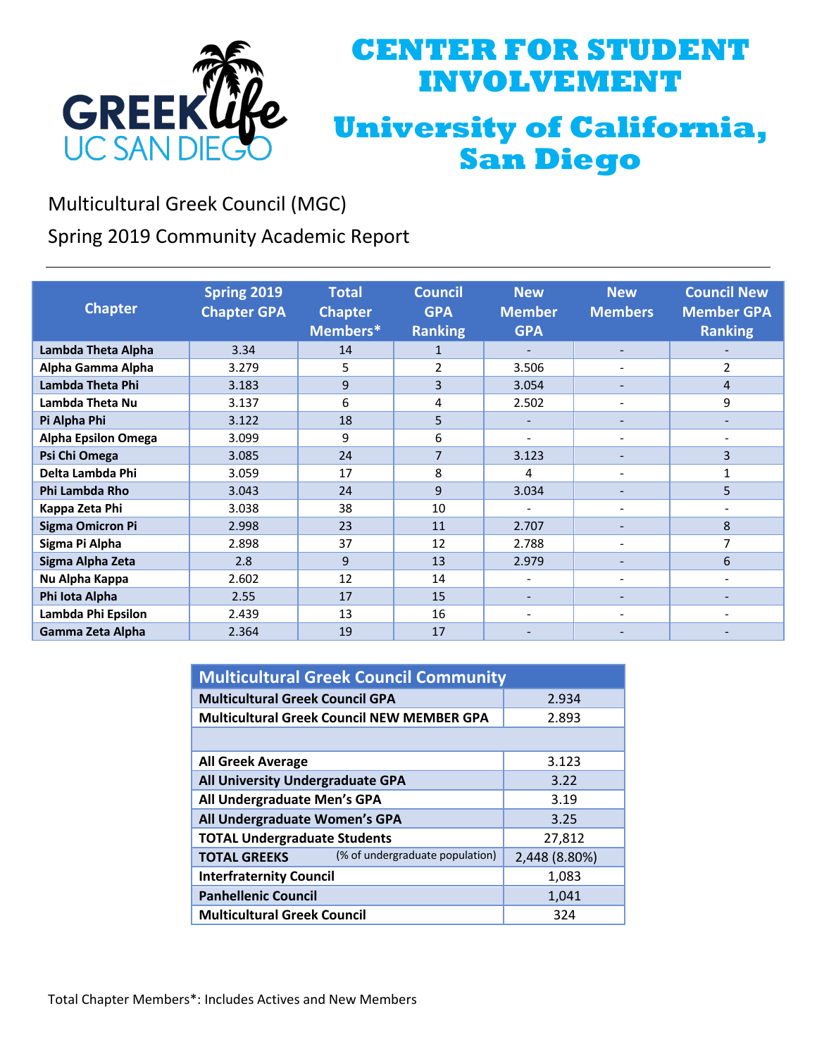# CENTER FOR STUDENT INVOLVEMENT

# University of California, San Diego

GREEK life UC SAN DIEGO

Multicultural Greek Council (MGC)

Spring 2019 Community Academic Report

| Chapter | Spring 2019 Chapter GPA | Total Chapter Members* | Council GPA Ranking | New Member GPA | New Members | Council New Member GPA Ranking |
|---|---|---|---|---|---|---|
| Lambda Theta Alpha | 3.34 | 14 | 1 | - | - | - |
| Alpha Gamma Alpha | 3.279 | 5 | 2 | 3.506 | - | 2 |
| Lambda Theta Phi | 3.183 | 9 | 3 | 3.054 | - | 4 |
| Lambda Theta Nu | 3.137 | 6 | 4 | 2.502 | - | 9 |
| Pi Alpha Phi | 3.122 | 18 | 5 | - | - | - |
| Alpha Epsilon Omega | 3.099 | 9 | 6 | - | - | - |
| Psi Chi Omega | 3.085 | 24 | 7 | 3.123 | - | 3 |
| Delta Lambda Phi | 3.059 | 17 | 8 | 4 | - | 1 |
| Phi Lambda Rho | 3.043 | 24 | 9 | 3.034 | - | 5 |
| Kappa Zeta Phi | 3.038 | 38 | 10 | - | - | - |
| Sigma Omicron Pi | 2.998 | 23 | 11 | 2.707 | - | 8 |
| Sigma Pi Alpha | 2.898 | 37 | 12 | 2.788 | - | 7 |
| Sigma Alpha Zeta | 2.8 | 9 | 13 | 2.979 | - | 6 |
| Nu Alpha Kappa | 2.602 | 12 | 14 | - | - | - |
| Phi Iota Alpha | 2.55 | 17 | 15 | - | - | - |
| Lambda Phi Epsilon | 2.439 | 13 | 16 | - | - | - |
| Gamma Zeta Alpha | 2.364 | 19 | 17 | - | - | - |

| Multicultural Greek Council Community | |
|---|---|
| **Multicultural Greek Council GPA** | 2.934 |
| **Multicultural Greek Council NEW MEMBER GPA** | 2.893 |
| | |
| **All Greek Average** | 3.123 |
| **All University Undergraduate GPA** | 3.22 |
| **All Undergraduate Men's GPA** | 3.19 |
| **All Undergraduate Women's GPA** | 3.25 |
| **TOTAL Undergraduate Students** | 27,812 |
| **TOTAL GREEKS** (% of undergraduate population) | 2,448 (8.80%) |
| **Interfraternity Council** | 1,083 |
| **Panhellenic Council** | 1,041 |
| **Multicultural Greek Council** | 324 |

Total Chapter Members*: Includes Actives and New Members